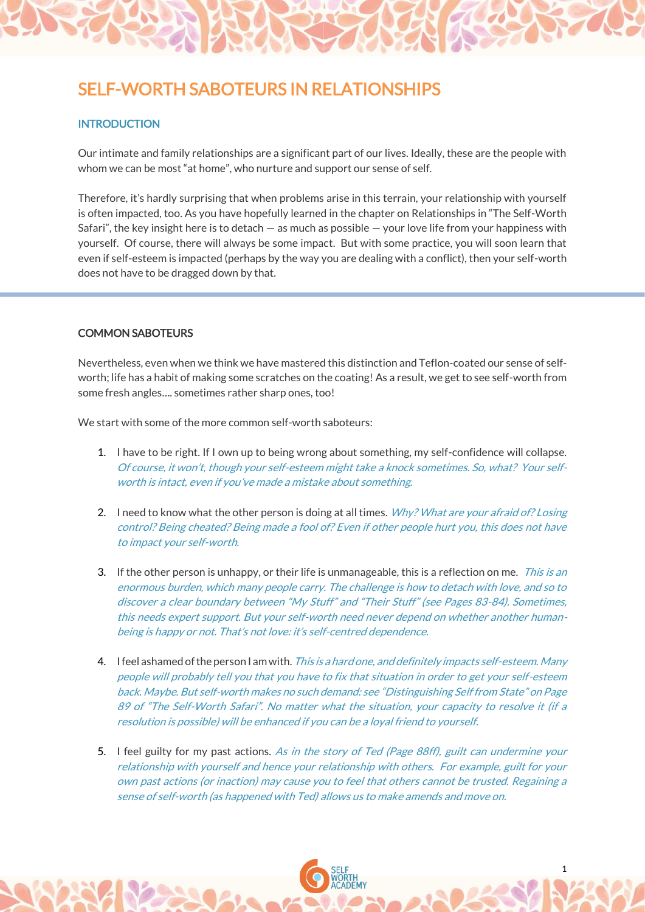# SELF-WORTH SABOTEURS IN RELATIONSHIPS

## INTRODUCTION

Our intimate and family relationships are a significant part of our lives. Ideally, these are the people with whom we can be most "at home", who nurture and support our sense of self.

Therefore, it's hardly surprising that when problems arise in this terrain, your relationship with yourself is often impacted, too. As you have hopefully learned in the chapter on Relationships in "The Self-Worth Safari", the key insight here is to detach — as much as possible — your love life from your happiness with yourself. Of course, there will always be some impact. But with some practice, you will soon learn that even if self-esteem is impacted (perhaps by the way you are dealing with a conflict), then your self-worth does not have to be dragged down by that.

## COMMON SABOTEURS

Nevertheless, even when we think we have mastered this distinction and Teflon-coated our sense of self-worth; life has a habit of making some scratches on the coating! As a result, we get to see self-worth from some fresh angles…. sometimes rather sharp ones, too!

We start with some of the more common self-worth saboteurs:

1. I have to be right. If I own up to being wrong about something, my self-confidence will collapse. *Of course, it won't, though your self-esteem might take a knock sometimes. So, what? Your self-worth is intact, even if you've made a mistake about something.*

2. I need to know what the other person is doing at all times. *Why? What are your afraid of? Losing control? Being cheated? Being made a fool of? Even if other people hurt you, this does not have to impact your self-worth.*

3. If the other person is unhappy, or their life is unmanageable, this is a reflection on me. *This is an enormous burden, which many people carry. The challenge is how to detach with love, and so to discover a clear boundary between "My Stuff" and "Their Stuff" (see Pages 83-84). Sometimes, this needs expert support. But your self-worth need never depend on whether another human-being is happy or not. That's not love: it's self-centred dependence.*

4. I feel ashamed of the person I am with. *This is a hard one, and definitely impacts self-esteem. Many people will probably tell you that you have to fix that situation in order to get your self-esteem back. Maybe. But self-worth makes no such demand: see "Distinguishing Self from State" on Page 89 of "The Self-Worth Safari". No matter what the situation, your capacity to resolve it (if a resolution is possible) will be enhanced if you can be a loyal friend to yourself.*

5. I feel guilty for my past actions. *As in the story of Ted (Page 88ff), guilt can undermine your relationship with yourself and hence your relationship with others. For example, guilt for your own past actions (or inaction) may cause you to feel that others cannot be trusted. Regaining a sense of self-worth (as happened with Ted) allows us to make amends and move on.*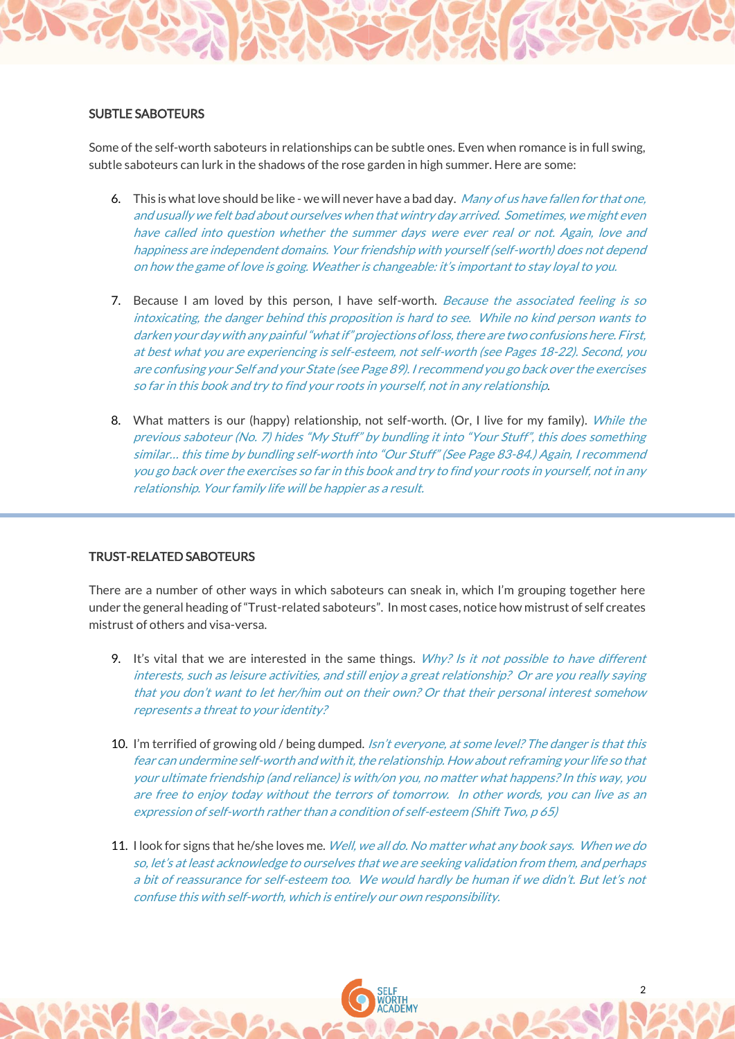## SUBTLE SABOTEURS

Some of the self-worth saboteurs in relationships can be subtle ones. Even when romance is in full swing, subtle saboteurs can lurk in the shadows of the rose garden in high summer. Here are some:

6. This is what love should be like - we will never have a bad day. *Many of us have fallen for that one, and usually we felt bad about ourselves when that wintry day arrived. Sometimes, we might even have called into question whether the summer days were ever real or not. Again, love and happiness are independent domains. Your friendship with yourself (self-worth) does not depend on how the game of love is going. Weather is changeable: it's important to stay loyal to you.*

7. Because I am loved by this person, I have self-worth. *Because the associated feeling is so intoxicating, the danger behind this proposition is hard to see. While no kind person wants to darken your day with any painful "what if" projections of loss, there are two confusions here. First, at best what you are experiencing is self-esteem, not self-worth (see Pages 18-22). Second, you are confusing your Self and your State (see Page 89). I recommend you go back over the exercises so far in this book and try to find your roots in yourself, not in any relationship.*

8. What matters is our (happy) relationship, not self-worth. (Or, I live for my family). *While the previous saboteur (No. 7) hides "My Stuff" by bundling it into "Your Stuff", this does something similar… this time by bundling self-worth into "Our Stuff" (See Page 83-84.) Again, I recommend you go back over the exercises so far in this book and try to find your roots in yourself, not in any relationship. Your family life will be happier as a result.*

## TRUST-RELATED SABOTEURS

There are a number of other ways in which saboteurs can sneak in, which I'm grouping together here under the general heading of "Trust-related saboteurs". In most cases, notice how mistrust of self creates mistrust of others and visa-versa.

9. It's vital that we are interested in the same things. *Why? Is it not possible to have different interests, such as leisure activities, and still enjoy a great relationship? Or are you really saying that you don't want to let her/him out on their own? Or that their personal interest somehow represents a threat to your identity?*

10. I'm terrified of growing old / being dumped. *Isn't everyone, at some level? The danger is that this fear can undermine self-worth and with it, the relationship. How about reframing your life so that your ultimate friendship (and reliance) is with/on you, no matter what happens? In this way, you are free to enjoy today without the terrors of tomorrow. In other words, you can live as an expression of self-worth rather than a condition of self-esteem (Shift Two, p 65)*

11. I look for signs that he/she loves me. *Well, we all do. No matter what any book says. When we do so, let's at least acknowledge to ourselves that we are seeking validation from them, and perhaps a bit of reassurance for self-esteem too. We would hardly be human if we didn't. But let's not confuse this with self-worth, which is entirely our own responsibility.*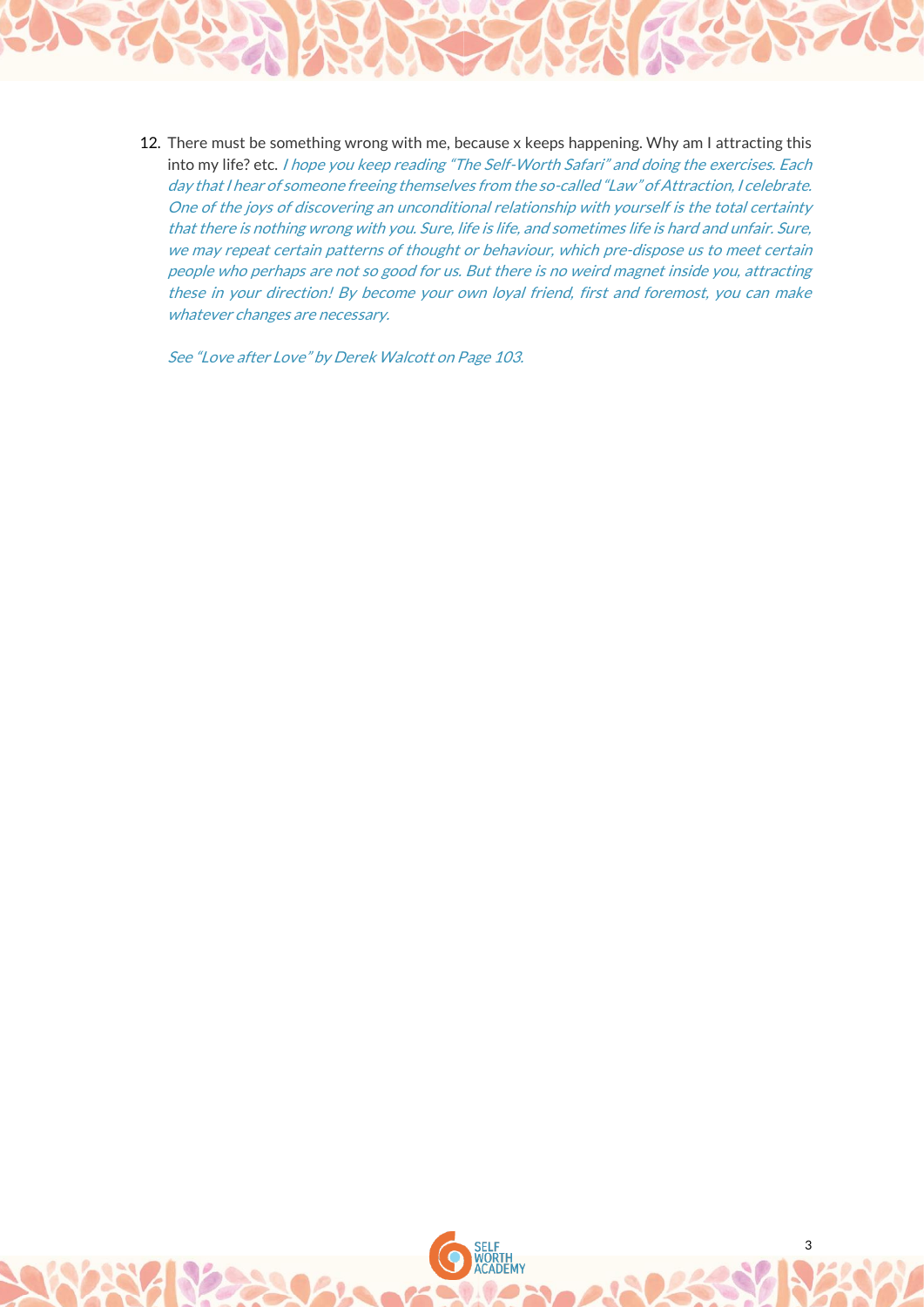12. There must be something wrong with me, because x keeps happening. Why am I attracting this into my life? etc. *I hope you keep reading "The Self-Worth Safari" and doing the exercises. Each day that I hear of someone freeing themselves from the so-called "Law" of Attraction, I celebrate. One of the joys of discovering an unconditional relationship with yourself is the total certainty that there is nothing wrong with you. Sure, life is life, and sometimes life is hard and unfair. Sure, we may repeat certain patterns of thought or behaviour, which pre-dispose us to meet certain people who perhaps are not so good for us. But there is no weird magnet inside you, attracting these in your direction! By become your own loyal friend, first and foremost, you can make whatever changes are necessary.*

    *See "Love after Love" by Derek Walcott on Page 103.*